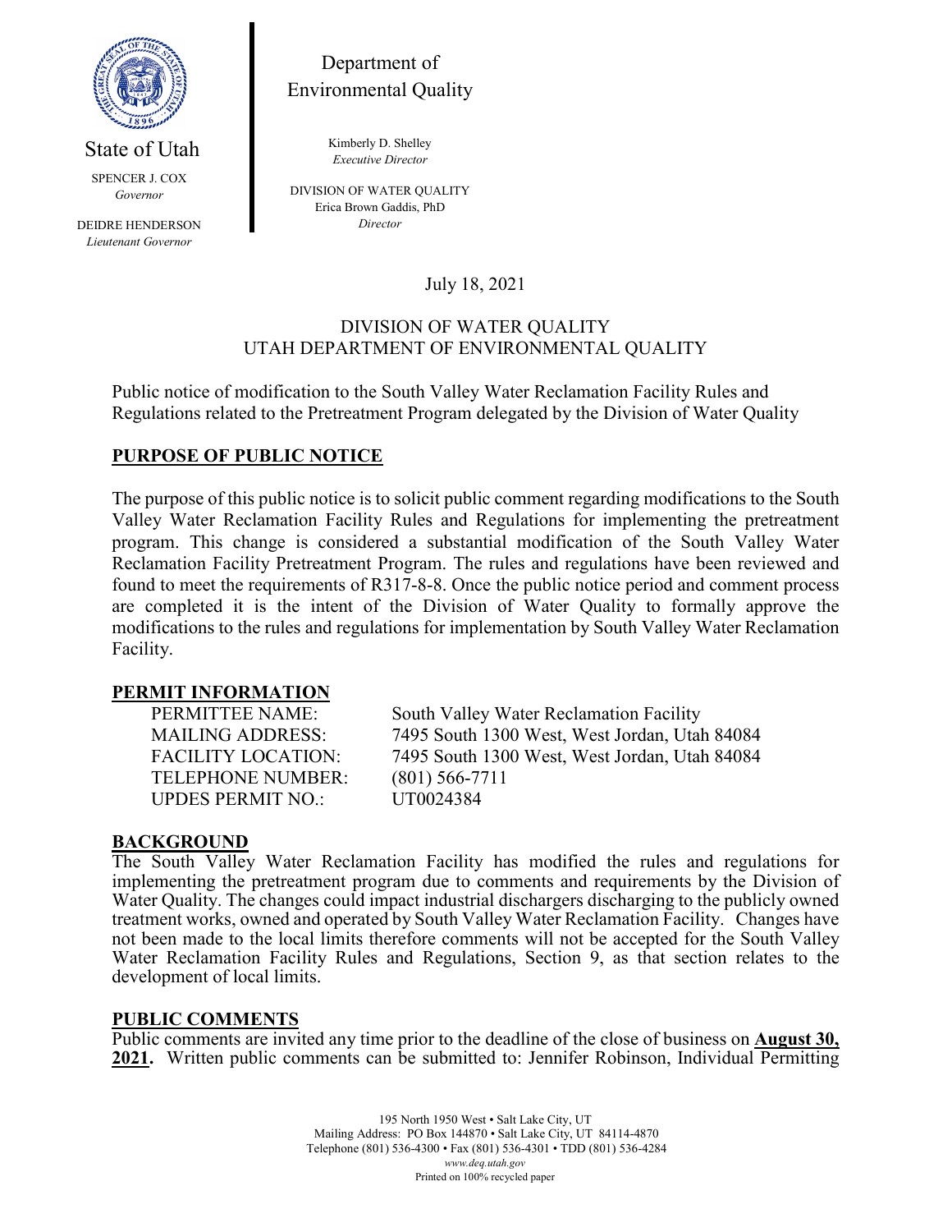State of Utah

SPENCER J. COX
*Governor*

DEIDRE HENDERSON
*Lieutenant Governor*

Department of Environmental Quality

Kimberly D. Shelley
*Executive Director*

DIVISION OF WATER QUALITY
Erica Brown Gaddis, PhD
*Director*

July 18, 2021

DIVISION OF WATER QUALITY
UTAH DEPARTMENT OF ENVIRONMENTAL QUALITY

Public notice of modification to the South Valley Water Reclamation Facility Rules and Regulations related to the Pretreatment Program delegated by the Division of Water Quality

## PURPOSE OF PUBLIC NOTICE

The purpose of this public notice is to solicit public comment regarding modifications to the South Valley Water Reclamation Facility Rules and Regulations for implementing the pretreatment program. This change is considered a substantial modification of the South Valley Water Reclamation Facility Pretreatment Program. The rules and regulations have been reviewed and found to meet the requirements of R317-8-8. Once the public notice period and comment process are completed it is the intent of the Division of Water Quality to formally approve the modifications to the rules and regulations for implementation by South Valley Water Reclamation Facility.

## PERMIT INFORMATION

| | |
|---|---|
| PERMITTEE NAME: | South Valley Water Reclamation Facility |
| MAILING ADDRESS: | 7495 South 1300 West, West Jordan, Utah 84084 |
| FACILITY LOCATION: | 7495 South 1300 West, West Jordan, Utah 84084 |
| TELEPHONE NUMBER: | (801) 566-7711 |
| UPDES PERMIT NO.: | UT0024384 |

## BACKGROUND

The South Valley Water Reclamation Facility has modified the rules and regulations for implementing the pretreatment program due to comments and requirements by the Division of Water Quality. The changes could impact industrial dischargers discharging to the publicly owned treatment works, owned and operated by South Valley Water Reclamation Facility. Changes have not been made to the local limits therefore comments will not be accepted for the South Valley Water Reclamation Facility Rules and Regulations, Section 9, as that section relates to the development of local limits.

## PUBLIC COMMENTS

Public comments are invited any time prior to the deadline of the close of business on **August 30, 2021**. Written public comments can be submitted to: Jennifer Robinson, Individual Permitting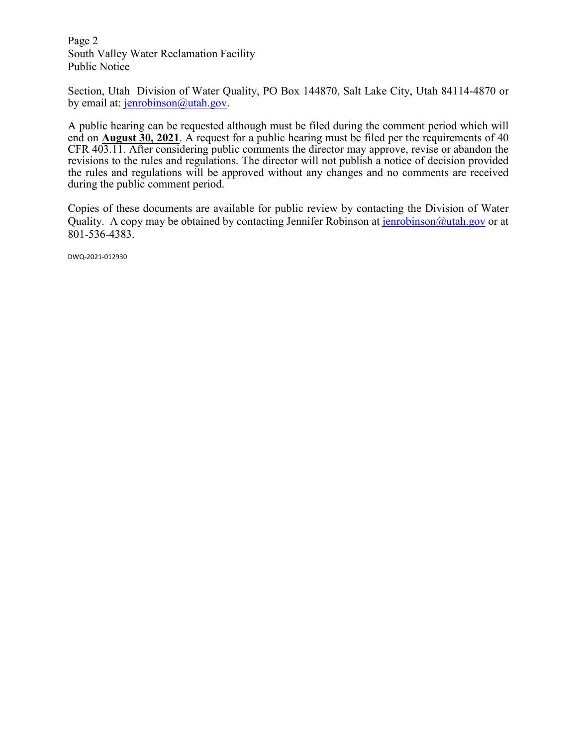Section, Utah Division of Water Quality, PO Box 144870, Salt Lake City, Utah 84114-4870 or by email at: jenrobinson@utah.gov.

A public hearing can be requested although must be filed during the comment period which will end on **August 30, 2021**. A request for a public hearing must be filed per the requirements of 40 CFR 403.11. After considering public comments the director may approve, revise or abandon the revisions to the rules and regulations. The director will not publish a notice of decision provided the rules and regulations will be approved without any changes and no comments are received during the public comment period.

Copies of these documents are available for public review by contacting the Division of Water Quality. A copy may be obtained by contacting Jennifer Robinson at jenrobinson@utah.gov or at 801-536-4383.

DWQ-2021-012930